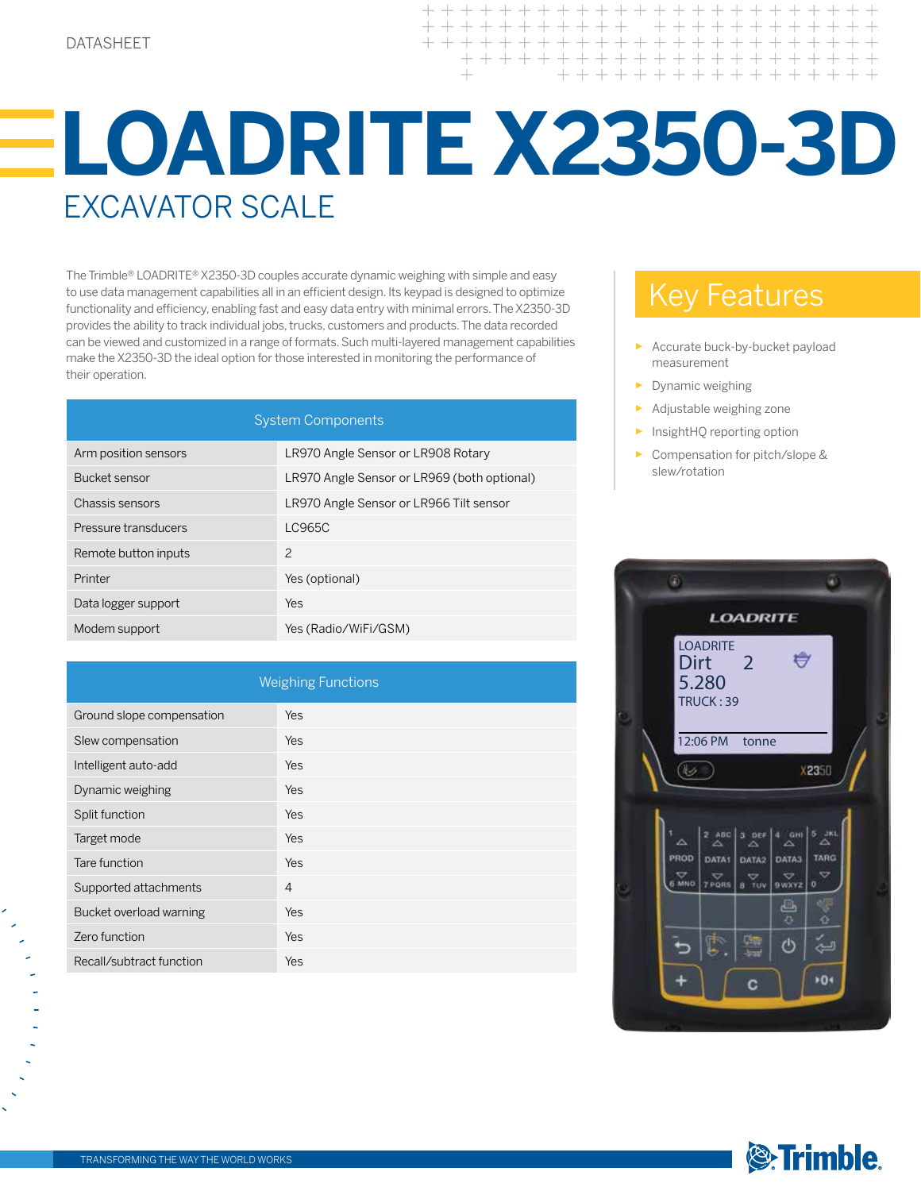DATASHEET

# LOADRITE X2350-3D

## EXCAVATOR SCALE

The Trimble® LOADRITE® X2350-3D couples accurate dynamic weighing with simple and easy to use data management capabilities all in an efficient design. Its keypad is designed to optimize functionality and efficiency, enabling fast and easy data entry with minimal errors. The X2350-3D provides the ability to track individual jobs, trucks, customers and products. The data recorded can be viewed and customized in a range of formats. Such multi-layered management capabilities make the X2350-3D the ideal option for those interested in monitoring the performance of their operation.

| System Components | |
|---|---|
| Arm position sensors | LR970 Angle Sensor or LR908 Rotary |
| Bucket sensor | LR970 Angle Sensor or LR969 (both optional) |
| Chassis sensors | LR970 Angle Sensor or LR966 Tilt sensor |
| Pressure transducers | LC965C |
| Remote button inputs | 2 |
| Printer | Yes (optional) |
| Data logger support | Yes |
| Modem support | Yes (Radio/WiFi/GSM) |

| Weighing Functions | |
|---|---|
| Ground slope compensation | Yes |
| Slew compensation | Yes |
| Intelligent auto-add | Yes |
| Dynamic weighing | Yes |
| Split function | Yes |
| Target mode | Yes |
| Tare function | Yes |
| Supported attachments | 4 |
| Bucket overload warning | Yes |
| Zero function | Yes |
| Recall/subtract function | Yes |

## Key Features

- Accurate buck-by-bucket payload measurement
- Dynamic weighing
- Adjustable weighing zone
- InsightHQ reporting option
- Compensation for pitch/slope & slew/rotation

TRANSFORMING THE WAY THE WORLD WORKS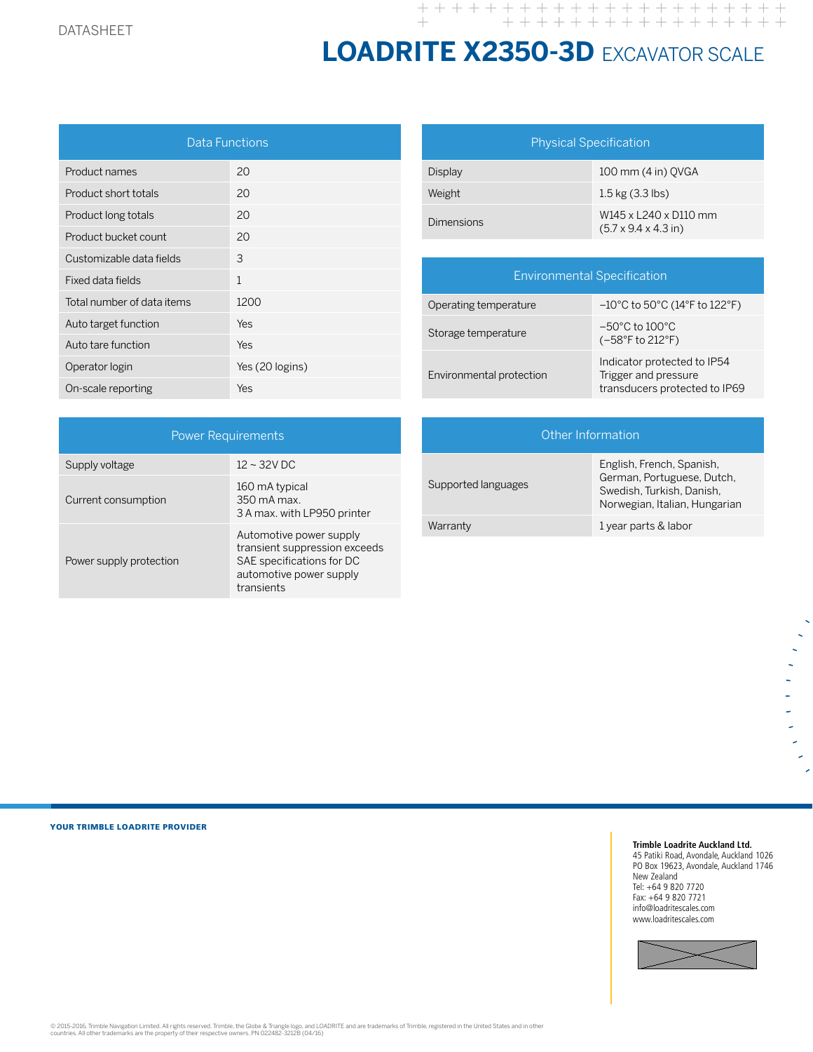DATASHEET

# LOADRITE X2350-3D EXCAVATOR SCALE

| Data Functions | |
|---|---|
| Product names | 20 |
| Product short totals | 20 |
| Product long totals | 20 |
| Product bucket count | 20 |
| Customizable data fields | 3 |
| Fixed data fields | 1 |
| Total number of data items | 1200 |
| Auto target function | Yes |
| Auto tare function | Yes |
| Operator login | Yes (20 logins) |
| On-scale reporting | Yes |

| Power Requirements | |
|---|---|
| Supply voltage | 12 ~ 32V DC |
| Current consumption | 160 mA typical<br>350 mA max.<br>3 A max. with LP950 printer |
| Power supply protection | Automotive power supply transient suppression exceeds SAE specifications for DC automotive power supply transients |

| Physical Specification | |
|---|---|
| Display | 100 mm (4 in) QVGA |
| Weight | 1.5 kg (3.3 lbs) |
| Dimensions | W145 x L240 x D110 mm<br>(5.7 x 9.4 x 4.3 in) |

| Environmental Specification | |
|---|---|
| Operating temperature | −10°C to 50°C (14°F to 122°F) |
| Storage temperature | −50°C to 100°C<br>(−58°F to 212°F) |
| Environmental protection | Indicator protected to IP54<br>Trigger and pressure transducers protected to IP69 |

| Other Information | |
|---|---|
| Supported languages | English, French, Spanish, German, Portuguese, Dutch, Swedish, Turkish, Danish, Norwegian, Italian, Hungarian |
| Warranty | 1 year parts & labor |

**YOUR TRIMBLE LOADRITE PROVIDER**

**Trimble Loadrite Auckland Ltd.**
45 Patiki Road, Avondale, Auckland 1026
PO Box 19623, Avondale, Auckland 1746
New Zealand
Tel: +64 9 820 7720
Fax: +64 9 820 7721
info@loadritescales.com
www.loadritescales.com

© 2015-2016, Trimble Navigation Limited. All rights reserved. Trimble, the Globe & Triangle logo, and LOADRITE and are trademarks of Trimble, registered in the United States and in other countries. All other trademarks are the property of their respective owners. PN 022482-3212B (04/16)